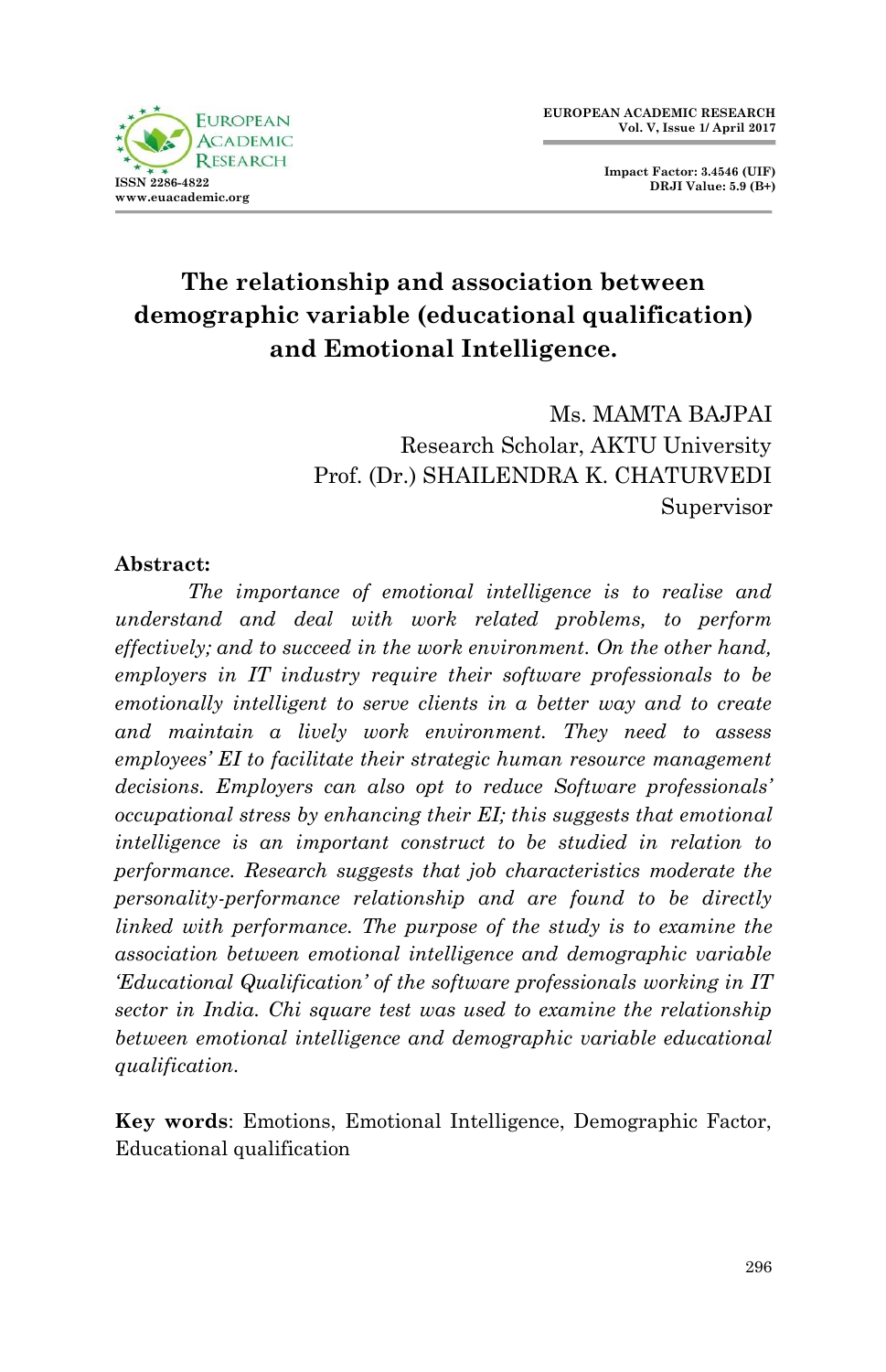# The relationship and association between demographic variable (educational qualification) and Emotional Intelligence.

Ms. MAMTA BAJPAI
Research Scholar, AKTU University
Prof. (Dr.) SHAILENDRA K. CHATURVEDI
Supervisor

**Abstract:**

*The importance of emotional intelligence is to realise and understand and deal with work related problems, to perform effectively; and to succeed in the work environment. On the other hand, employers in IT industry require their software professionals to be emotionally intelligent to serve clients in a better way and to create and maintain a lively work environment. They need to assess employees' EI to facilitate their strategic human resource management decisions. Employers can also opt to reduce Software professionals' occupational stress by enhancing their EI; this suggests that emotional intelligence is an important construct to be studied in relation to performance. Research suggests that job characteristics moderate the personality-performance relationship and are found to be directly linked with performance. The purpose of the study is to examine the association between emotional intelligence and demographic variable 'Educational Qualification' of the software professionals working in IT sector in India. Chi square test was used to examine the relationship between emotional intelligence and demographic variable educational qualification.*

**Key words**: Emotions, Emotional Intelligence, Demographic Factor, Educational qualification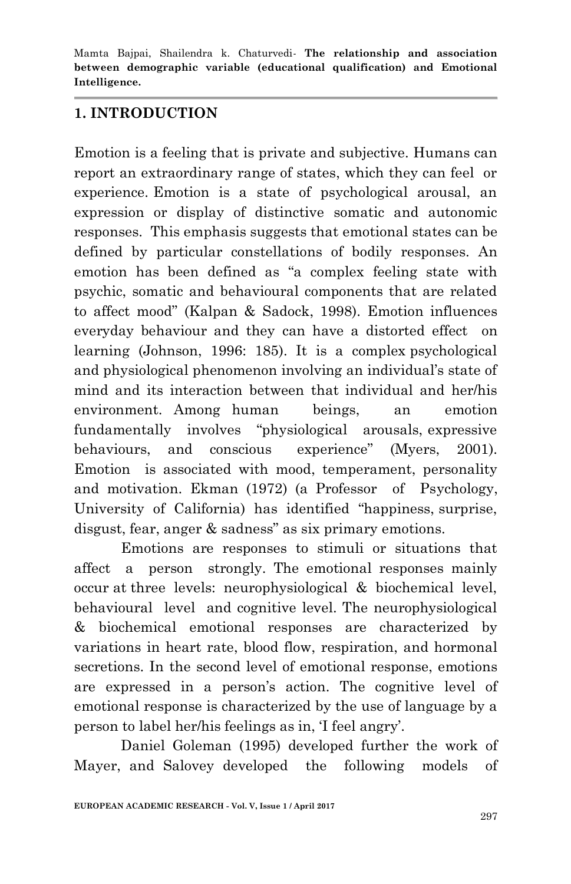## 1. INTRODUCTION

Emotion is a feeling that is private and subjective. Humans can report an extraordinary range of states, which they can feel or experience. Emotion is a state of psychological arousal, an expression or display of distinctive somatic and autonomic responses. This emphasis suggests that emotional states can be defined by particular constellations of bodily responses. An emotion has been defined as "a complex feeling state with psychic, somatic and behavioural components that are related to affect mood" (Kalpan & Sadock, 1998). Emotion influences everyday behaviour and they can have a distorted effect on learning (Johnson, 1996: 185). It is a complex psychological and physiological phenomenon involving an individual's state of mind and its interaction between that individual and her/his environment. Among human beings, an emotion fundamentally involves "physiological arousals, expressive behaviours, and conscious experience" (Myers, 2001). Emotion is associated with mood, temperament, personality and motivation. Ekman (1972) (a Professor of Psychology, University of California) has identified "happiness, surprise, disgust, fear, anger & sadness" as six primary emotions.

Emotions are responses to stimuli or situations that affect a person strongly. The emotional responses mainly occur at three levels: neurophysiological & biochemical level, behavioural level and cognitive level. The neurophysiological & biochemical emotional responses are characterized by variations in heart rate, blood flow, respiration, and hormonal secretions. In the second level of emotional response, emotions are expressed in a person's action. The cognitive level of emotional response is characterized by the use of language by a person to label her/his feelings as in, 'I feel angry'.

Daniel Goleman (1995) developed further the work of Mayer, and Salovey developed the following models of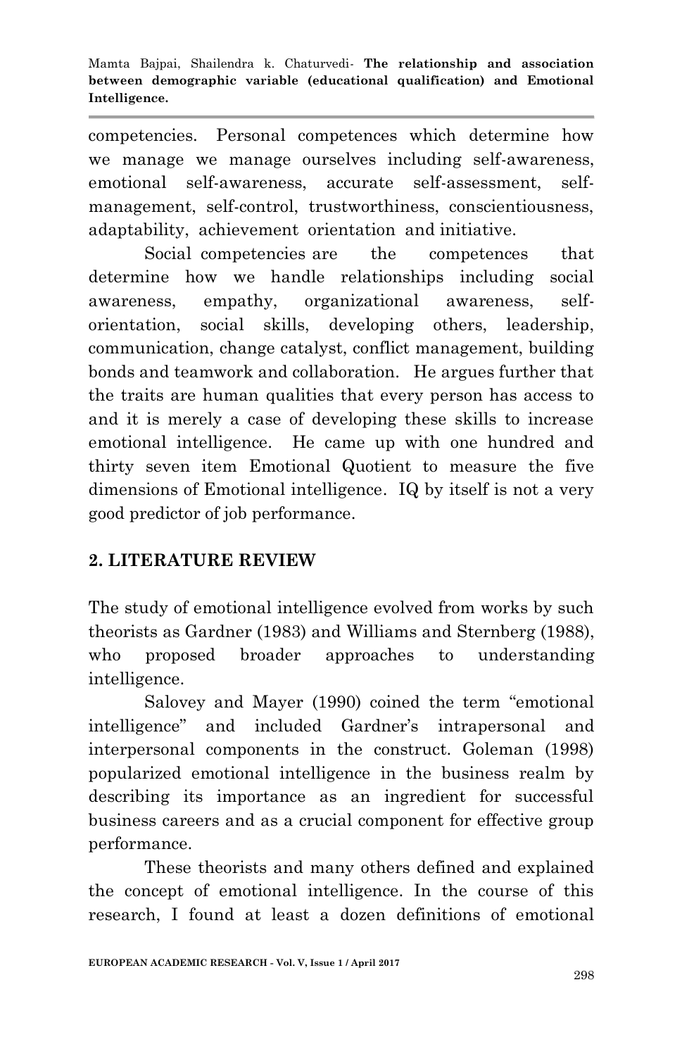competencies. Personal competences which determine how we manage we manage ourselves including self-awareness, emotional self-awareness, accurate self-assessment, self-management, self-control, trustworthiness, conscientiousness, adaptability, achievement orientation and initiative.

Social competencies are the competences that determine how we handle relationships including social awareness, empathy, organizational awareness, self-orientation, social skills, developing others, leadership, communication, change catalyst, conflict management, building bonds and teamwork and collaboration. He argues further that the traits are human qualities that every person has access to and it is merely a case of developing these skills to increase emotional intelligence. He came up with one hundred and thirty seven item Emotional Quotient to measure the five dimensions of Emotional intelligence. IQ by itself is not a very good predictor of job performance.

## 2. LITERATURE REVIEW

The study of emotional intelligence evolved from works by such theorists as Gardner (1983) and Williams and Sternberg (1988), who proposed broader approaches to understanding intelligence.

Salovey and Mayer (1990) coined the term "emotional intelligence" and included Gardner's intrapersonal and interpersonal components in the construct. Goleman (1998) popularized emotional intelligence in the business realm by describing its importance as an ingredient for successful business careers and as a crucial component for effective group performance.

These theorists and many others defined and explained the concept of emotional intelligence. In the course of this research, I found at least a dozen definitions of emotional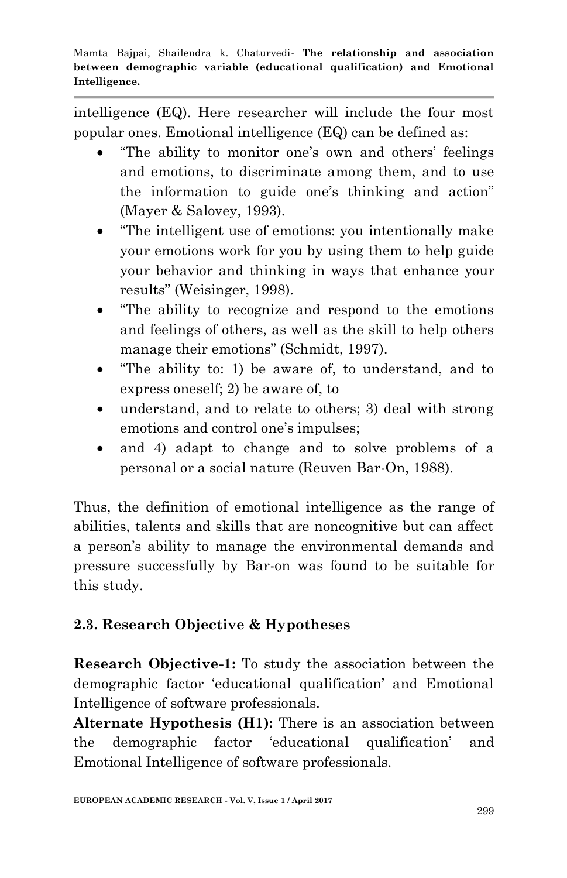intelligence (EQ). Here researcher will include the four most popular ones. Emotional intelligence (EQ) can be defined as:

- "The ability to monitor one's own and others' feelings and emotions, to discriminate among them, and to use the information to guide one's thinking and action" (Mayer & Salovey, 1993).
- "The intelligent use of emotions: you intentionally make your emotions work for you by using them to help guide your behavior and thinking in ways that enhance your results" (Weisinger, 1998).
- "The ability to recognize and respond to the emotions and feelings of others, as well as the skill to help others manage their emotions" (Schmidt, 1997).
- "The ability to: 1) be aware of, to understand, and to express oneself; 2) be aware of, to
- understand, and to relate to others; 3) deal with strong emotions and control one's impulses;
- and 4) adapt to change and to solve problems of a personal or a social nature (Reuven Bar-On, 1988).

Thus, the definition of emotional intelligence as the range of abilities, talents and skills that are noncognitive but can affect a person's ability to manage the environmental demands and pressure successfully by Bar-on was found to be suitable for this study.

## 2.3. Research Objective & Hypotheses

**Research Objective-1:** To study the association between the demographic factor 'educational qualification' and Emotional Intelligence of software professionals.

**Alternate Hypothesis (H1):** There is an association between the demographic factor 'educational qualification' and Emotional Intelligence of software professionals.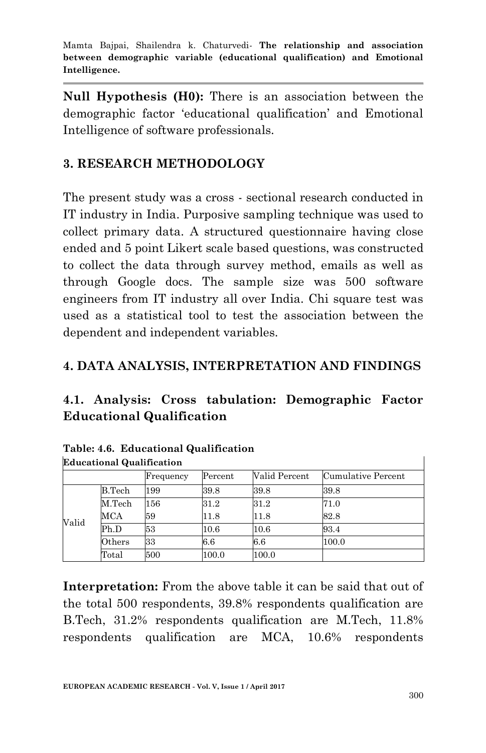**Null Hypothesis (H0):** There is an association between the demographic factor 'educational qualification' and Emotional Intelligence of software professionals.

## 3. RESEARCH METHODOLOGY

The present study was a cross - sectional research conducted in IT industry in India. Purposive sampling technique was used to collect primary data. A structured questionnaire having close ended and 5 point Likert scale based questions, was constructed to collect the data through survey method, emails as well as through Google docs. The sample size was 500 software engineers from IT industry all over India. Chi square test was used as a statistical tool to test the association between the dependent and independent variables.

## 4. DATA ANALYSIS, INTERPRETATION AND FINDINGS

### 4.1. Analysis: Cross tabulation: Demographic Factor Educational Qualification

**Table: 4.6. Educational Qualification**

**Educational Qualification**

| | | Frequency | Percent | Valid Percent | Cumulative Percent |
|---|---|---|---|---|---|
| Valid | B.Tech | 199 | 39.8 | 39.8 | 39.8 |
| | M.Tech | 156 | 31.2 | 31.2 | 71.0 |
| | MCA | 59 | 11.8 | 11.8 | 82.8 |
| | Ph.D | 53 | 10.6 | 10.6 | 93.4 |
| | Others | 33 | 6.6 | 6.6 | 100.0 |
| | Total | 500 | 100.0 | 100.0 | |

**Interpretation:** From the above table it can be said that out of the total 500 respondents, 39.8% respondents qualification are B.Tech, 31.2% respondents qualification are M.Tech, 11.8% respondents qualification are MCA, 10.6% respondents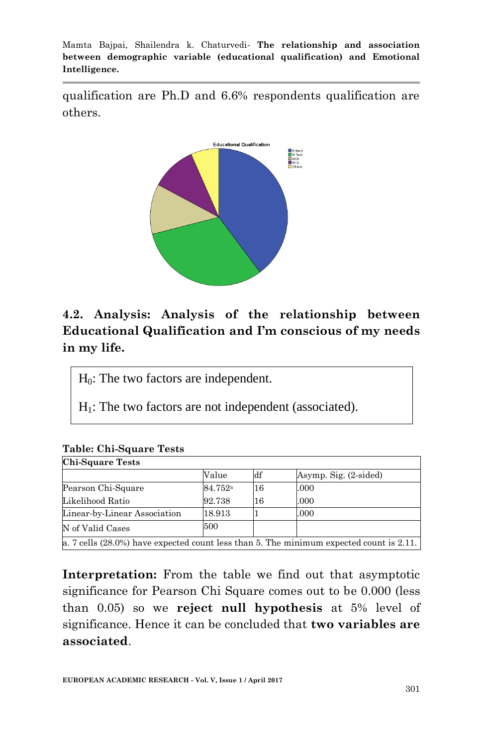qualification are Ph.D and 6.6% respondents qualification are others.

## 4.2. Analysis: Analysis of the relationship between Educational Qualification and I'm conscious of my needs in my life.

$H_0$: The two factors are independent.

$H_1$: The two factors are not independent (associated).

**Table: Chi-Square Tests**

| Chi-Square Tests | | | |
|---|---|---|---|
| | Value | df | Asymp. Sig. (2-sided) |
| Pearson Chi-Square | 84.752[a] | 16 | .000 |
| Likelihood Ratio | 92.738 | 16 | .000 |
| Linear-by-Linear Association | 18.913 | 1 | .000 |
| N of Valid Cases | 500 | | |

a. 7 cells (28.0%) have expected count less than 5. The minimum expected count is 2.11.

**Interpretation:** From the table we find out that asymptotic significance for Pearson Chi Square comes out to be 0.000 (less than 0.05) so we **reject null hypothesis** at 5% level of significance. Hence it can be concluded that **two variables are associated**.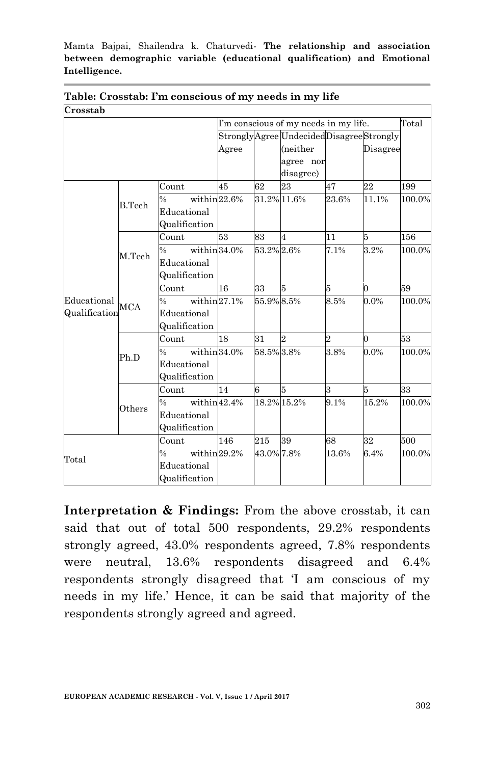**Table: Crosstab: I'm conscious of my needs in my life**

| Crosstab | | | | | | | | |
|---|---|---|---|---|---|---|---|---|
| | | | I'm conscious of my needs in my life. | | | | | Total |
| | | | Strongly Agree | Agree | Undecided (neither agree nor disagree) | Disagree | Strongly Disagree | |
| Educational Qualification | B.Tech | Count | 45 | 62 | 23 | 47 | 22 | 199 |
| | | % within Educational Qualification | 22.6% | 31.2% | 11.6% | 23.6% | 11.1% | 100.0% |
| | M.Tech | Count | 53 | 83 | 4 | 11 | 5 | 156 |
| | | % within Educational Qualification | 34.0% | 53.2% | 2.6% | 7.1% | 3.2% | 100.0% |
| | MCA | Count | 16 | 33 | 5 | 5 | 0 | 59 |
| | | % within Educational Qualification | 27.1% | 55.9% | 8.5% | 8.5% | 0.0% | 100.0% |
| | Ph.D | Count | 18 | 31 | 2 | 2 | 0 | 53 |
| | | % within Educational Qualification | 34.0% | 58.5% | 3.8% | 3.8% | 0.0% | 100.0% |
| | Others | Count | 14 | 6 | 5 | 3 | 5 | 33 |
| | | % within Educational Qualification | 42.4% | 18.2% | 15.2% | 9.1% | 15.2% | 100.0% |
| Total | | Count | 146 | 215 | 39 | 68 | 32 | 500 |
| | | % within Educational Qualification | 29.2% | 43.0% | 7.8% | 13.6% | 6.4% | 100.0% |

**Interpretation & Findings:** From the above crosstab, it can said that out of total 500 respondents, 29.2% respondents strongly agreed, 43.0% respondents agreed, 7.8% respondents were neutral, 13.6% respondents disagreed and 6.4% respondents strongly disagreed that 'I am conscious of my needs in my life.' Hence, it can be said that majority of the respondents strongly agreed and agreed.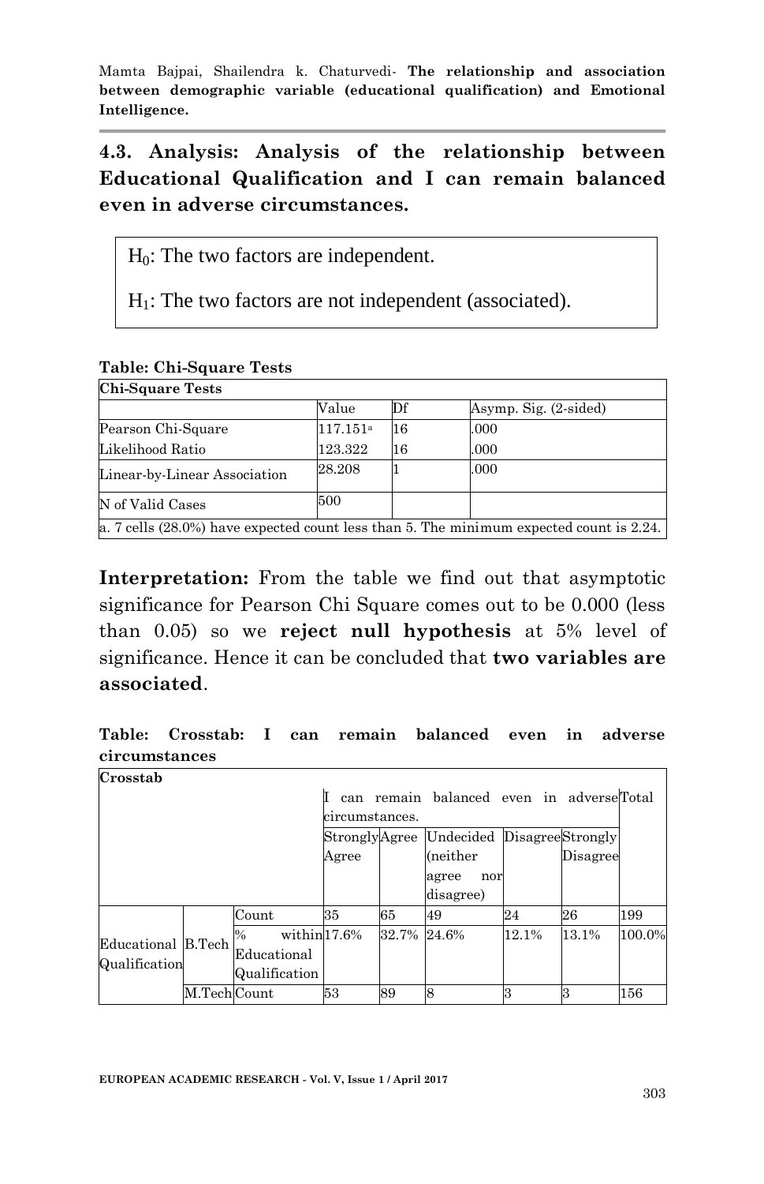## 4.3. Analysis: Analysis of the relationship between Educational Qualification and I can remain balanced even in adverse circumstances.

$H_0$: The two factors are independent.

$H_1$: The two factors are not independent (associated).

**Table: Chi-Square Tests**

| Chi-Square Tests | | | |
|---|---|---|---|
| | Value | Df | Asymp. Sig. (2-sided) |
| Pearson Chi-Square | 117.151[a] | 16 | .000 |
| Likelihood Ratio | 123.322 | 16 | .000 |
| Linear-by-Linear Association | 28.208 | 1 | .000 |
| N of Valid Cases | 500 | | |

a. 7 cells (28.0%) have expected count less than 5. The minimum expected count is 2.24.

**Interpretation:** From the table we find out that asymptotic significance for Pearson Chi Square comes out to be 0.000 (less than 0.05) so we **reject null hypothesis** at 5% level of significance. Hence it can be concluded that **two variables are associated**.

**Table: Crosstab: I can remain balanced even in adverse circumstances**

| Crosstab | | | | | | | | |
|---|---|---|---|---|---|---|---|---|
| | | | I can remain balanced even in adverse circumstances. | | | | | Total |
| | | | Strongly Agree | Agree | Undecided (neither agree nor disagree) | Disagree | Strongly Disagree | |
| Educational Qualification | B.Tech | Count | 35 | 65 | 49 | 24 | 26 | 199 |
| | | % within Educational Qualification | 17.6% | 32.7% | 24.6% | 12.1% | 13.1% | 100.0% |
| | M.Tech | Count | 53 | 89 | 8 | 3 | 3 | 156 |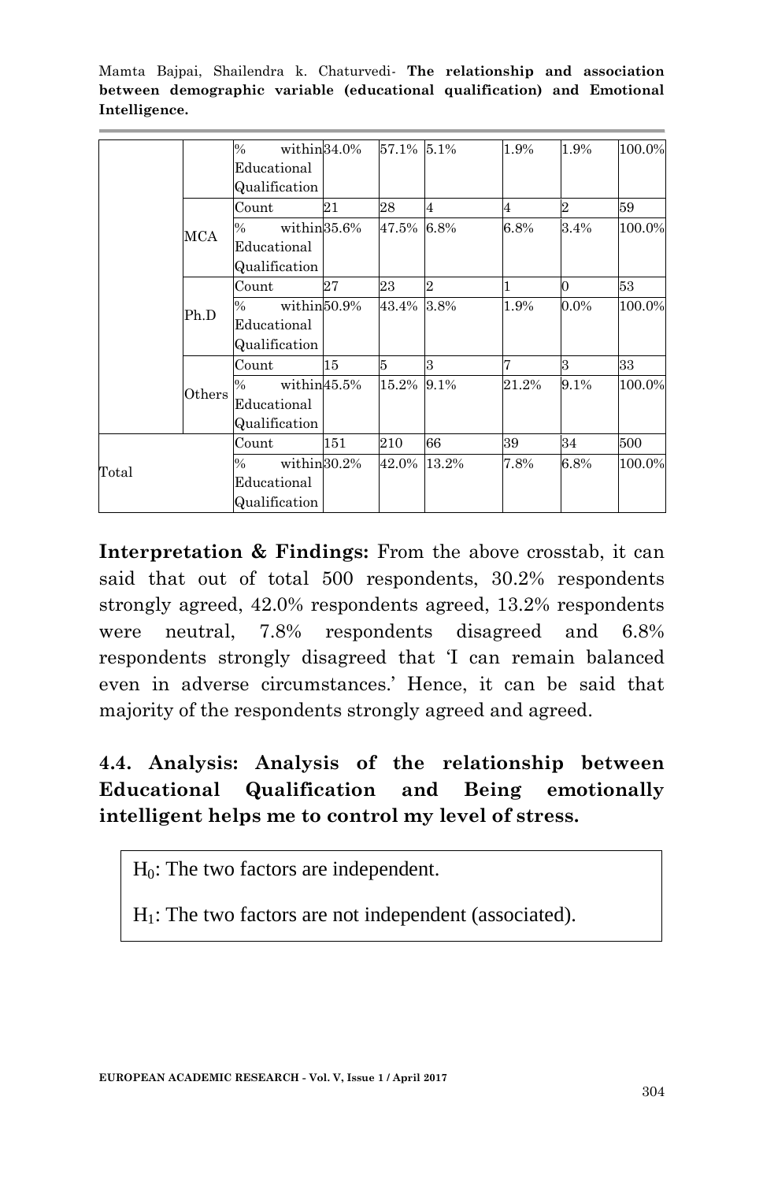| | | | | | | | | |
|---|---|---|---|---|---|---|---|---|
| | | % within Educational Qualification | 34.0% | 57.1% | 5.1% | 1.9% | 1.9% | 100.0% |
| | MCA | Count | 21 | 28 | 4 | 4 | 2 | 59 |
| | | % within Educational Qualification | 35.6% | 47.5% | 6.8% | 6.8% | 3.4% | 100.0% |
| | Ph.D | Count | 27 | 23 | 2 | 1 | 0 | 53 |
| | | % within Educational Qualification | 50.9% | 43.4% | 3.8% | 1.9% | 0.0% | 100.0% |
| | Others | Count | 15 | 5 | 3 | 7 | 3 | 33 |
| | | % within Educational Qualification | 45.5% | 15.2% | 9.1% | 21.2% | 9.1% | 100.0% |
| Total | | Count | 151 | 210 | 66 | 39 | 34 | 500 |
| | | % within Educational Qualification | 30.2% | 42.0% | 13.2% | 7.8% | 6.8% | 100.0% |

**Interpretation & Findings:** From the above crosstab, it can said that out of total 500 respondents, 30.2% respondents strongly agreed, 42.0% respondents agreed, 13.2% respondents were neutral, 7.8% respondents disagreed and 6.8% respondents strongly disagreed that 'I can remain balanced even in adverse circumstances.' Hence, it can be said that majority of the respondents strongly agreed and agreed.

## 4.4. Analysis: Analysis of the relationship between Educational Qualification and Being emotionally intelligent helps me to control my level of stress.

$H_0$: The two factors are independent.

$H_1$: The two factors are not independent (associated).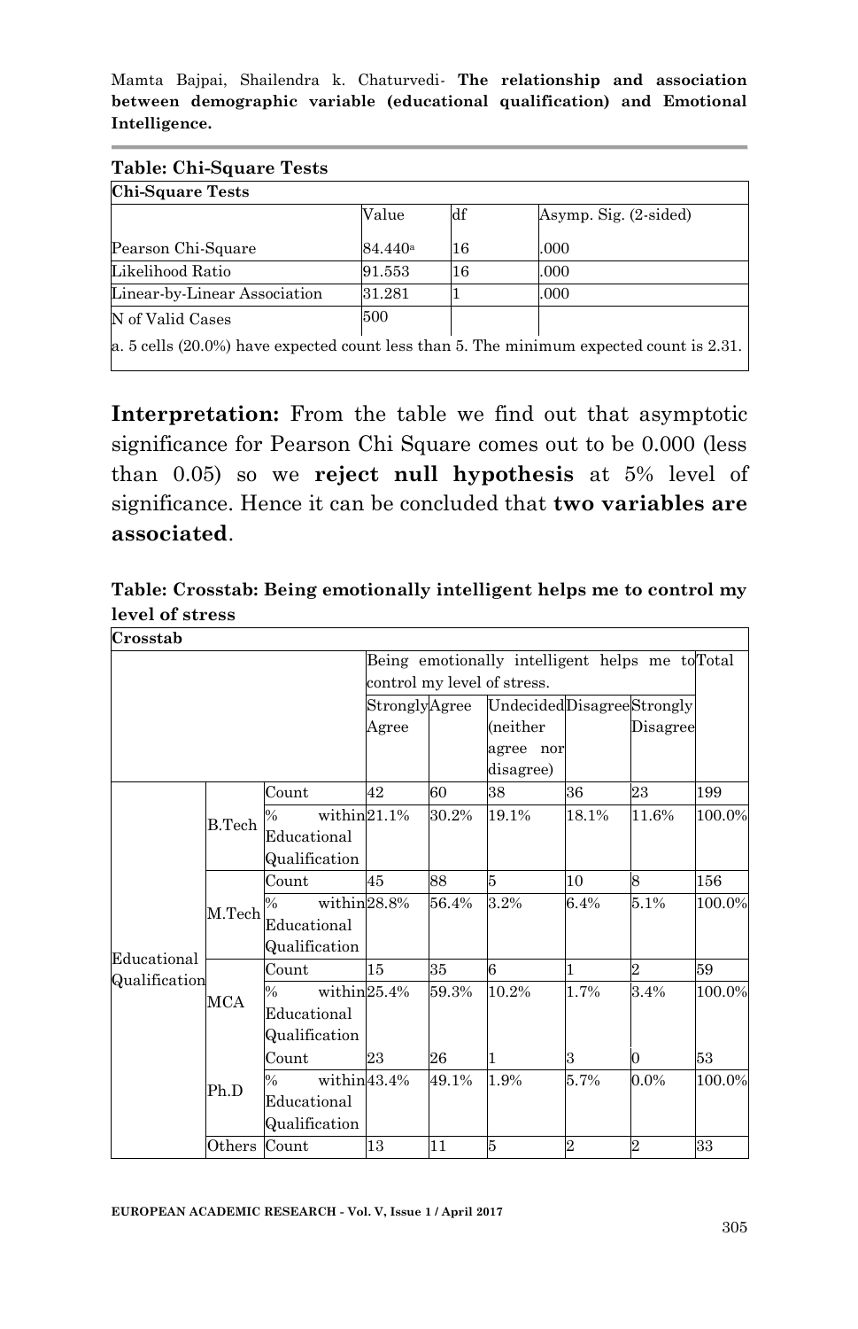**Table: Chi-Square Tests**

| Chi-Square Tests | | | |
|---|---|---|---|
| | Value | df | Asymp. Sig. (2-sided) |
| Pearson Chi-Square | 84.440[a] | 16 | .000 |
| Likelihood Ratio | 91.553 | 16 | .000 |
| Linear-by-Linear Association | 31.281 | 1 | .000 |
| N of Valid Cases | 500 | | |

a. 5 cells (20.0%) have expected count less than 5. The minimum expected count is 2.31.

**Interpretation:** From the table we find out that asymptotic significance for Pearson Chi Square comes out to be 0.000 (less than 0.05) so we **reject null hypothesis** at 5% level of significance. Hence it can be concluded that **two variables are associated**.

**Table: Crosstab: Being emotionally intelligent helps me to control my level of stress**

| Crosstab | | | | | | | | |
|---|---|---|---|---|---|---|---|---|
| | | | Being emotionally intelligent helps me to control my level of stress. | | | | | Total |
| | | | Strongly Agree | Agree | Undecided (neither agree nor disagree) | Disagree | Strongly Disagree | |
| Educational Qualification | B.Tech | Count | 42 | 60 | 38 | 36 | 23 | 199 |
| | | % within Educational Qualification | 21.1% | 30.2% | 19.1% | 18.1% | 11.6% | 100.0% |
| | M.Tech | Count | 45 | 88 | 5 | 10 | 8 | 156 |
| | | % within Educational Qualification | 28.8% | 56.4% | 3.2% | 6.4% | 5.1% | 100.0% |
| | MCA | Count | 15 | 35 | 6 | 1 | 2 | 59 |
| | | % within Educational Qualification | 25.4% | 59.3% | 10.2% | 1.7% | 3.4% | 100.0% |
| | Ph.D | Count | 23 | 26 | 1 | 3 | 0 | 53 |
| | | % within Educational Qualification | 43.4% | 49.1% | 1.9% | 5.7% | 0.0% | 100.0% |
| | Others | Count | 13 | 11 | 5 | 2 | 2 | 33 |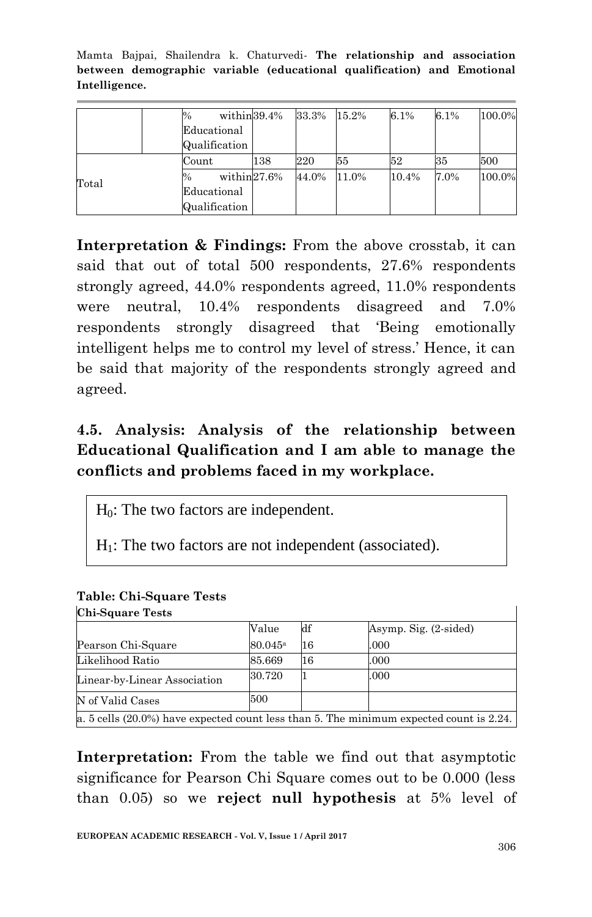| | | % within Educational Qualification | 39.4% | 33.3% | 15.2% | 6.1% | 6.1% | 100.0% |
|---|---|---|---|---|---|---|---|---|
| Total | | Count | 138 | 220 | 55 | 52 | 35 | 500 |
| | | % within Educational Qualification | 27.6% | 44.0% | 11.0% | 10.4% | 7.0% | 100.0% |

**Interpretation & Findings:** From the above crosstab, it can said that out of total 500 respondents, 27.6% respondents strongly agreed, 44.0% respondents agreed, 11.0% respondents were neutral, 10.4% respondents disagreed and 7.0% respondents strongly disagreed that 'Being emotionally intelligent helps me to control my level of stress.' Hence, it can be said that majority of the respondents strongly agreed and agreed.

## 4.5. Analysis: Analysis of the relationship between Educational Qualification and I am able to manage the conflicts and problems faced in my workplace.

$H_0$: The two factors are independent.

$H_1$: The two factors are not independent (associated).

**Table: Chi-Square Tests**

**Chi-Square Tests**

| | Value | df | Asymp. Sig. (2-sided) |
|---|---|---|---|
| Pearson Chi-Square | 80.045[a] | 16 | .000 |
| Likelihood Ratio | 85.669 | 16 | .000 |
| Linear-by-Linear Association | 30.720 | 1 | .000 |
| N of Valid Cases | 500 | | |

a. 5 cells (20.0%) have expected count less than 5. The minimum expected count is 2.24.

**Interpretation:** From the table we find out that asymptotic significance for Pearson Chi Square comes out to be 0.000 (less than 0.05) so we **reject null hypothesis** at 5% level of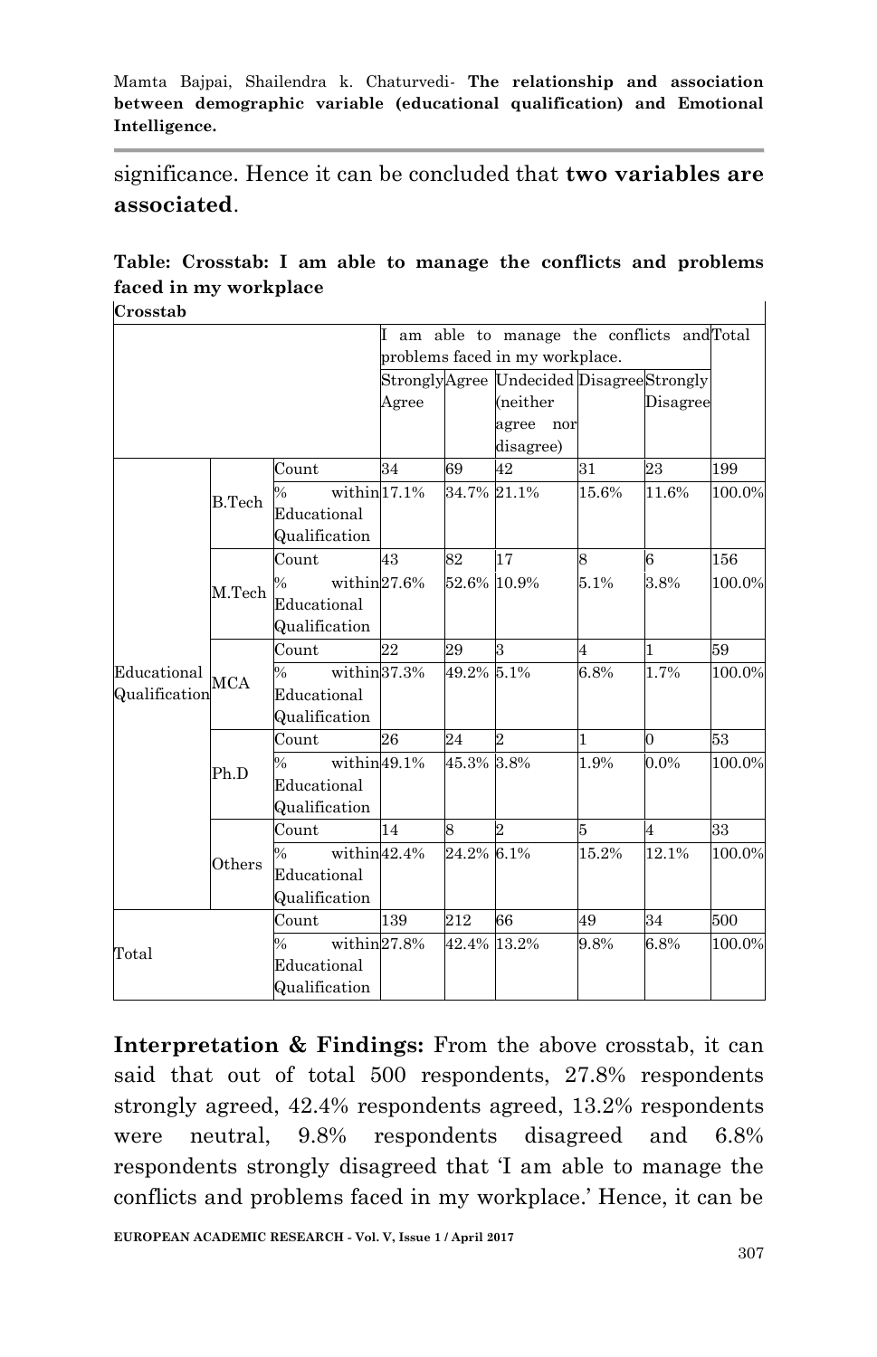significance. Hence it can be concluded that **two variables are associated**.

**Table: Crosstab: I am able to manage the conflicts and problems faced in my workplace**

**Crosstab**

| | | | I am able to manage the conflicts and problems faced in my workplace. | | | | | Total |
|---|---|---|---|---|---|---|---|---|
| | | | Strongly Agree | Agree | Undecided (neither agree nor disagree) | Disagree | Strongly Disagree | |
| Educational Qualification | B.Tech | Count | 34 | 69 | 42 | 31 | 23 | 199 |
| | | % within Educational Qualification | 17.1% | 34.7% | 21.1% | 15.6% | 11.6% | 100.0% |
| | M.Tech | Count | 43 | 82 | 17 | 8 | 6 | 156 |
| | | % within Educational Qualification | 27.6% | 52.6% | 10.9% | 5.1% | 3.8% | 100.0% |
| | MCA | Count | 22 | 29 | 3 | 4 | 1 | 59 |
| | | % within Educational Qualification | 37.3% | 49.2% | 5.1% | 6.8% | 1.7% | 100.0% |
| | Ph.D | Count | 26 | 24 | 2 | 1 | 0 | 53 |
| | | % within Educational Qualification | 49.1% | 45.3% | 3.8% | 1.9% | 0.0% | 100.0% |
| | Others | Count | 14 | 8 | 2 | 5 | 4 | 33 |
| | | % within Educational Qualification | 42.4% | 24.2% | 6.1% | 15.2% | 12.1% | 100.0% |
| Total | | Count | 139 | 212 | 66 | 49 | 34 | 500 |
| | | % within Educational Qualification | 27.8% | 42.4% | 13.2% | 9.8% | 6.8% | 100.0% |

**Interpretation & Findings:** From the above crosstab, it can said that out of total 500 respondents, 27.8% respondents strongly agreed, 42.4% respondents agreed, 13.2% respondents were neutral, 9.8% respondents disagreed and 6.8% respondents strongly disagreed that 'I am able to manage the conflicts and problems faced in my workplace.' Hence, it can be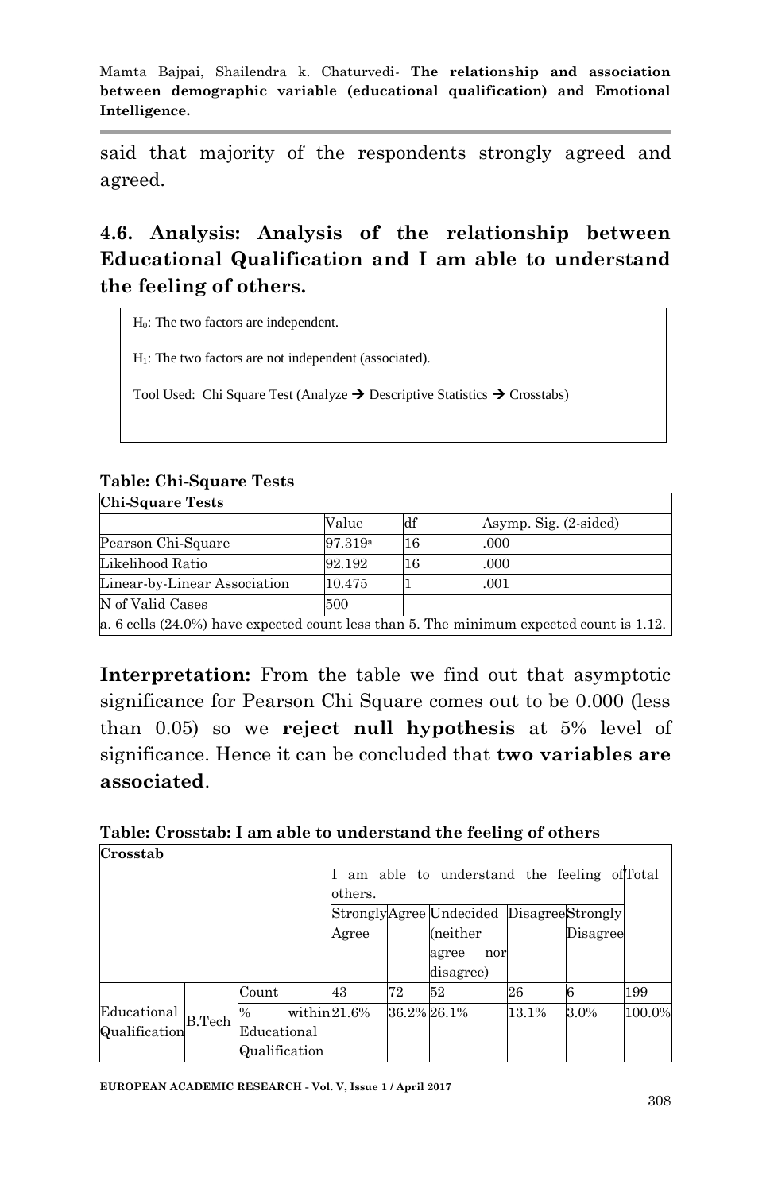said that majority of the respondents strongly agreed and agreed.

## 4.6. Analysis: Analysis of the relationship between Educational Qualification and I am able to understand the feeling of others.

$H_0$: The two factors are independent.

$H_1$: The two factors are not independent (associated).

Tool Used: Chi Square Test (Analyze → Descriptive Statistics → Crosstabs)

**Table: Chi-Square Tests**

**Chi-Square Tests**

| | Value | df | Asymp. Sig. (2-sided) |
|---|---|---|---|
| Pearson Chi-Square | 97.319[a] | 16 | .000 |
| Likelihood Ratio | 92.192 | 16 | .000 |
| Linear-by-Linear Association | 10.475 | 1 | .001 |
| N of Valid Cases | 500 | | |

a. 6 cells (24.0%) have expected count less than 5. The minimum expected count is 1.12.

**Interpretation:** From the table we find out that asymptotic significance for Pearson Chi Square comes out to be 0.000 (less than 0.05) so we **reject null hypothesis** at 5% level of significance. Hence it can be concluded that **two variables are associated**.

**Table: Crosstab: I am able to understand the feeling of others**

**Crosstab**

| | | | I am able to understand the feeling of others. | | | | | Total |
|---|---|---|---|---|---|---|---|---|
| | | | Strongly Agree | Agree | Undecided (neither agree nor disagree) | Disagree | Strongly Disagree | |
| Educational Qualification | B.Tech | Count | 43 | 72 | 52 | 26 | 6 | 199 |
| | | % within Educational Qualification | 21.6% | 36.2% | 26.1% | 13.1% | 3.0% | 100.0% |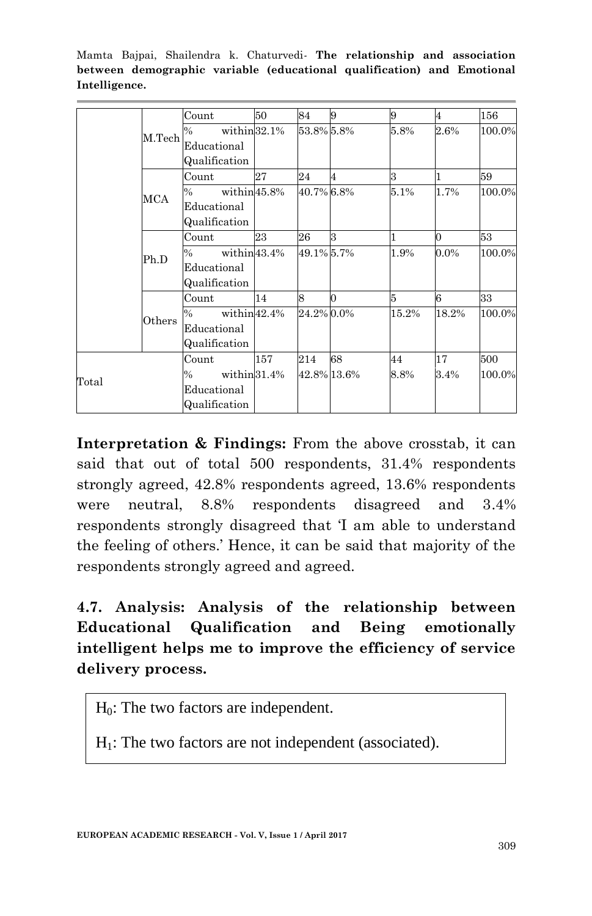| | | | | | | | | |
|---|---|---|---|---|---|---|---|---|
| | M.Tech | Count | 50 | 84 | 9 | 9 | 4 | 156 |
| | | % within Educational Qualification | 32.1% | 53.8% | 5.8% | 5.8% | 2.6% | 100.0% |
| | MCA | Count | 27 | 24 | 4 | 3 | 1 | 59 |
| | | % within Educational Qualification | 45.8% | 40.7% | 6.8% | 5.1% | 1.7% | 100.0% |
| | Ph.D | Count | 23 | 26 | 3 | 1 | 0 | 53 |
| | | % within Educational Qualification | 43.4% | 49.1% | 5.7% | 1.9% | 0.0% | 100.0% |
| | Others | Count | 14 | 8 | 0 | 5 | 6 | 33 |
| | | % within Educational Qualification | 42.4% | 24.2% | 0.0% | 15.2% | 18.2% | 100.0% |
| Total | | Count | 157 | 214 | 68 | 44 | 17 | 500 |
| | | % within Educational Qualification | 31.4% | 42.8% | 13.6% | 8.8% | 3.4% | 100.0% |

**Interpretation & Findings:** From the above crosstab, it can said that out of total 500 respondents, 31.4% respondents strongly agreed, 42.8% respondents agreed, 13.6% respondents were neutral, 8.8% respondents disagreed and 3.4% respondents strongly disagreed that 'I am able to understand the feeling of others.' Hence, it can be said that majority of the respondents strongly agreed and agreed.

## 4.7. Analysis: Analysis of the relationship between Educational Qualification and Being emotionally intelligent helps me to improve the efficiency of service delivery process.

$H_0$: The two factors are independent.

$H_1$: The two factors are not independent (associated).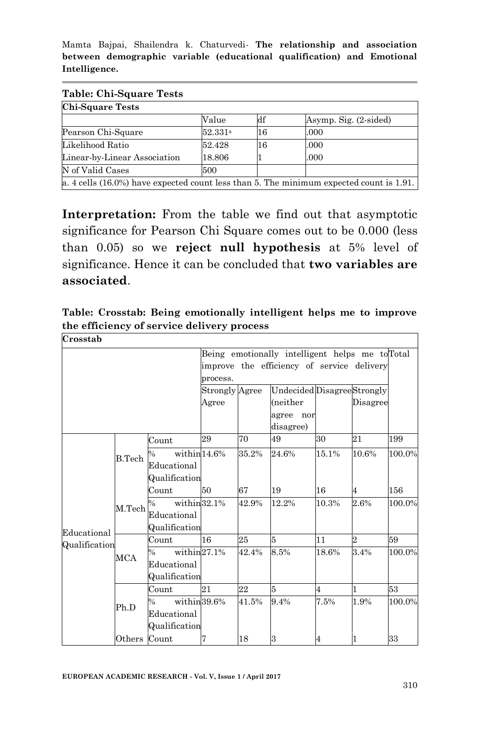**Table: Chi-Square Tests**

| **Chi-Square Tests** | | | |
|---|---|---|---|
| | Value | df | Asymp. Sig. (2-sided) |
| Pearson Chi-Square | 52.331[a] | 16 | .000 |
| Likelihood Ratio | 52.428 | 16 | .000 |
| Linear-by-Linear Association | 18.806 | 1 | .000 |
| N of Valid Cases | 500 | | |
| a. 4 cells (16.0%) have expected count less than 5. The minimum expected count is 1.91. | | | |

**Interpretation:** From the table we find out that asymptotic significance for Pearson Chi Square comes out to be 0.000 (less than 0.05) so we **reject null hypothesis** at 5% level of significance. Hence it can be concluded that **two variables are associated**.

**Table: Crosstab: Being emotionally intelligent helps me to improve the efficiency of service delivery process**

| **Crosstab** | | | | | | | | |
|---|---|---|---|---|---|---|---|---|
| | | | Being emotionally intelligent helps me to improve the efficiency of service delivery process. | | | | | Total |
| | | | Strongly Agree | Agree | Undecided (neither agree nor disagree) | Disagree | Strongly Disagree | |
| Educational Qualification | B.Tech | Count | 29 | 70 | 49 | 30 | 21 | 199 |
| | | % within Educational Qualification | 14.6% | 35.2% | 24.6% | 15.1% | 10.6% | 100.0% |
| | M.Tech | Count | 50 | 67 | 19 | 16 | 4 | 156 |
| | | % within Educational Qualification | 32.1% | 42.9% | 12.2% | 10.3% | 2.6% | 100.0% |
| | MCA | Count | 16 | 25 | 5 | 11 | 2 | 59 |
| | | % within Educational Qualification | 27.1% | 42.4% | 8.5% | 18.6% | 3.4% | 100.0% |
| | Ph.D | Count | 21 | 22 | 5 | 4 | 1 | 53 |
| | | % within Educational Qualification | 39.6% | 41.5% | 9.4% | 7.5% | 1.9% | 100.0% |
| | Others | Count | 7 | 18 | 3 | 4 | 1 | 33 |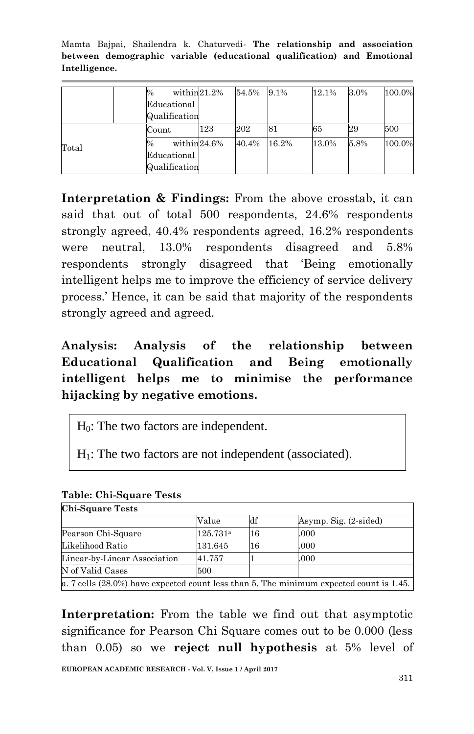| | | % within Educational Qualification | 21.2% | 54.5% | 9.1% | 12.1% | 3.0% | 100.0% |
|---|---|---|---|---|---|---|---|---|
| Total | | Count | 123 | 202 | 81 | 65 | 29 | 500 |
| | | % within Educational Qualification | 24.6% | 40.4% | 16.2% | 13.0% | 5.8% | 100.0% |

**Interpretation & Findings:** From the above crosstab, it can said that out of total 500 respondents, 24.6% respondents strongly agreed, 40.4% respondents agreed, 16.2% respondents were neutral, 13.0% respondents disagreed and 5.8% respondents strongly disagreed that 'Being emotionally intelligent helps me to improve the efficiency of service delivery process.' Hence, it can be said that majority of the respondents strongly agreed and agreed.

**Analysis: Analysis of the relationship between Educational Qualification and Being emotionally intelligent helps me to minimise the performance hijacking by negative emotions.**

$H_0$: The two factors are independent.

$H_1$: The two factors are not independent (associated).

**Table: Chi-Square Tests**

| Chi-Square Tests | | | |
|---|---|---|---|
| | Value | df | Asymp. Sig. (2-sided) |
| Pearson Chi-Square | 125.731[a] | 16 | .000 |
| Likelihood Ratio | 131.645 | 16 | .000 |
| Linear-by-Linear Association | 41.757 | 1 | .000 |
| N of Valid Cases | 500 | | |
| a. 7 cells (28.0%) have expected count less than 5. The minimum expected count is 1.45. | | | |

**Interpretation:** From the table we find out that asymptotic significance for Pearson Chi Square comes out to be 0.000 (less than 0.05) so we **reject null hypothesis** at 5% level of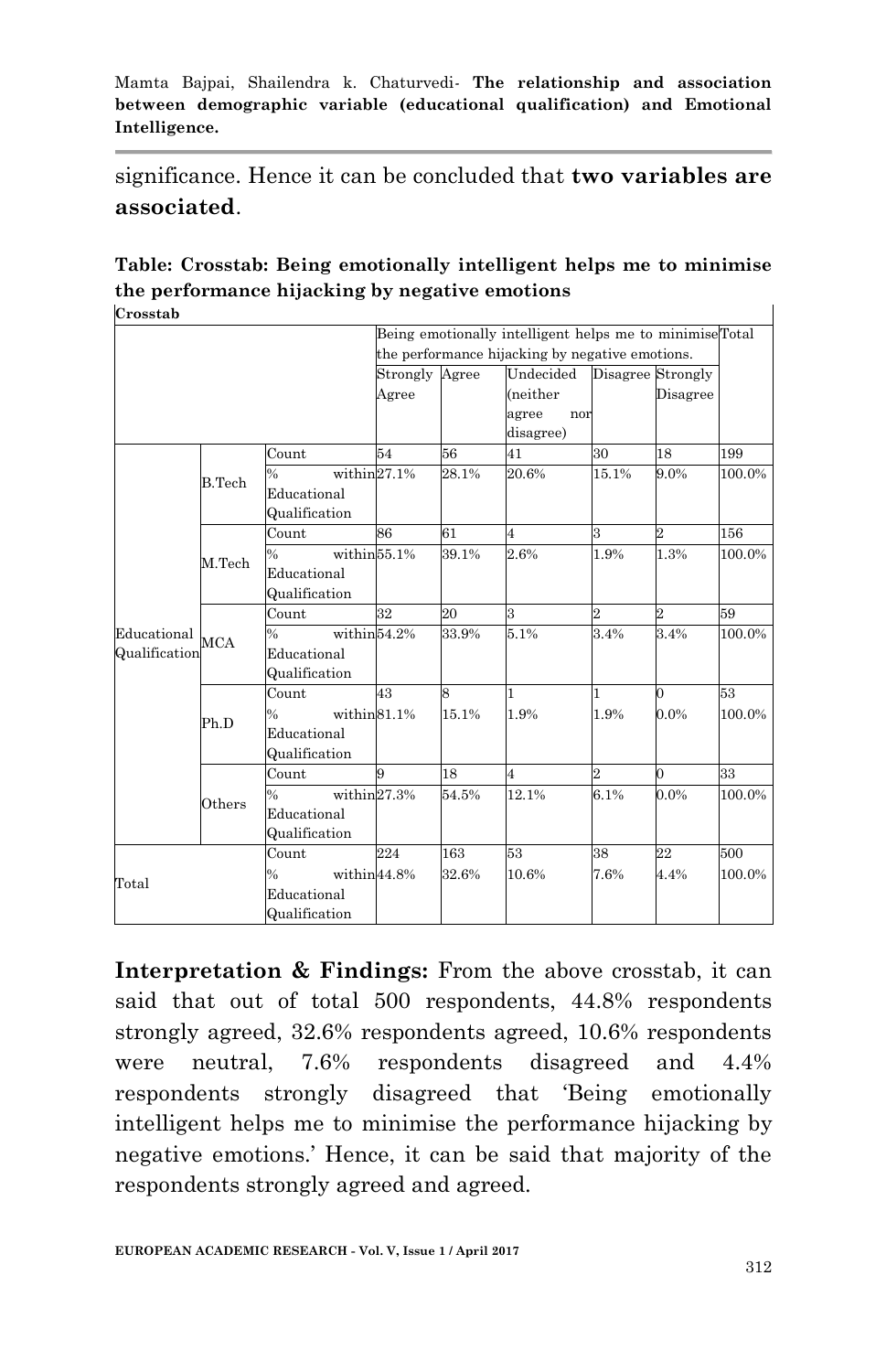significance. Hence it can be concluded that **two variables are associated**.

**Table: Crosstab: Being emotionally intelligent helps me to minimise the performance hijacking by negative emotions**

**Crosstab**

| | | | Being emotionally intelligent helps me to minimise the performance hijacking by negative emotions. | | | | | Total |
|---|---|---|---|---|---|---|---|---|
| | | | Strongly Agree | Agree | Undecided (neither agree nor disagree) | Disagree | Strongly Disagree | |
| Educational Qualification | B.Tech | Count | 54 | 56 | 41 | 30 | 18 | 199 |
| | | % within Educational Qualification | 27.1% | 28.1% | 20.6% | 15.1% | 9.0% | 100.0% |
| | M.Tech | Count | 86 | 61 | 4 | 3 | 2 | 156 |
| | | % within Educational Qualification | 55.1% | 39.1% | 2.6% | 1.9% | 1.3% | 100.0% |
| | MCA | Count | 32 | 20 | 3 | 2 | 2 | 59 |
| | | % within Educational Qualification | 54.2% | 33.9% | 5.1% | 3.4% | 3.4% | 100.0% |
| | Ph.D | Count | 43 | 8 | 1 | 1 | 0 | 53 |
| | | % within Educational Qualification | 81.1% | 15.1% | 1.9% | 1.9% | 0.0% | 100.0% |
| | Others | Count | 9 | 18 | 4 | 2 | 0 | 33 |
| | | % within Educational Qualification | 27.3% | 54.5% | 12.1% | 6.1% | 0.0% | 100.0% |
| Total | | Count | 224 | 163 | 53 | 38 | 22 | 500 |
| | | % within Educational Qualification | 44.8% | 32.6% | 10.6% | 7.6% | 4.4% | 100.0% |

**Interpretation & Findings:** From the above crosstab, it can said that out of total 500 respondents, 44.8% respondents strongly agreed, 32.6% respondents agreed, 10.6% respondents were neutral, 7.6% respondents disagreed and 4.4% respondents strongly disagreed that 'Being emotionally intelligent helps me to minimise the performance hijacking by negative emotions.' Hence, it can be said that majority of the respondents strongly agreed and agreed.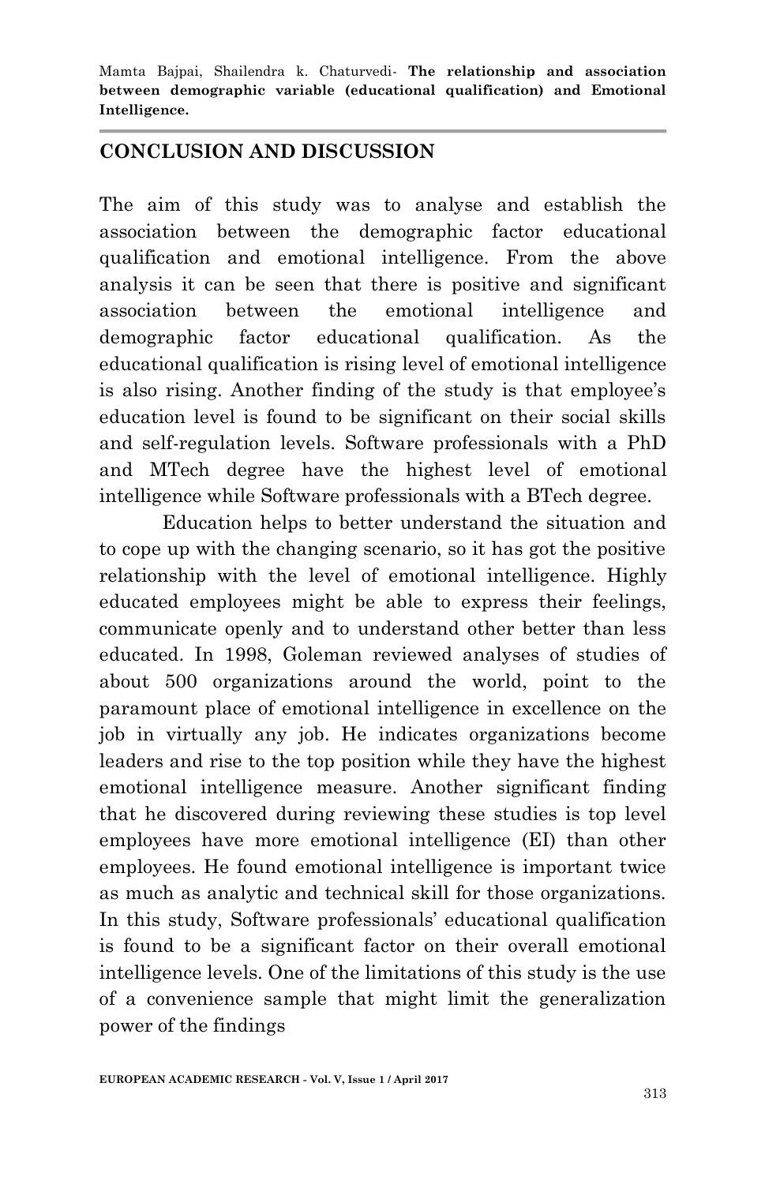## CONCLUSION AND DISCUSSION

The aim of this study was to analyse and establish the association between the demographic factor educational qualification and emotional intelligence. From the above analysis it can be seen that there is positive and significant association between the emotional intelligence and demographic factor educational qualification. As the educational qualification is rising level of emotional intelligence is also rising. Another finding of the study is that employee's education level is found to be significant on their social skills and self-regulation levels. Software professionals with a PhD and MTech degree have the highest level of emotional intelligence while Software professionals with a BTech degree.

Education helps to better understand the situation and to cope up with the changing scenario, so it has got the positive relationship with the level of emotional intelligence. Highly educated employees might be able to express their feelings, communicate openly and to understand other better than less educated. In 1998, Goleman reviewed analyses of studies of about 500 organizations around the world, point to the paramount place of emotional intelligence in excellence on the job in virtually any job. He indicates organizations become leaders and rise to the top position while they have the highest emotional intelligence measure. Another significant finding that he discovered during reviewing these studies is top level employees have more emotional intelligence (EI) than other employees. He found emotional intelligence is important twice as much as analytic and technical skill for those organizations. In this study, Software professionals' educational qualification is found to be a significant factor on their overall emotional intelligence levels. One of the limitations of this study is the use of a convenience sample that might limit the generalization power of the findings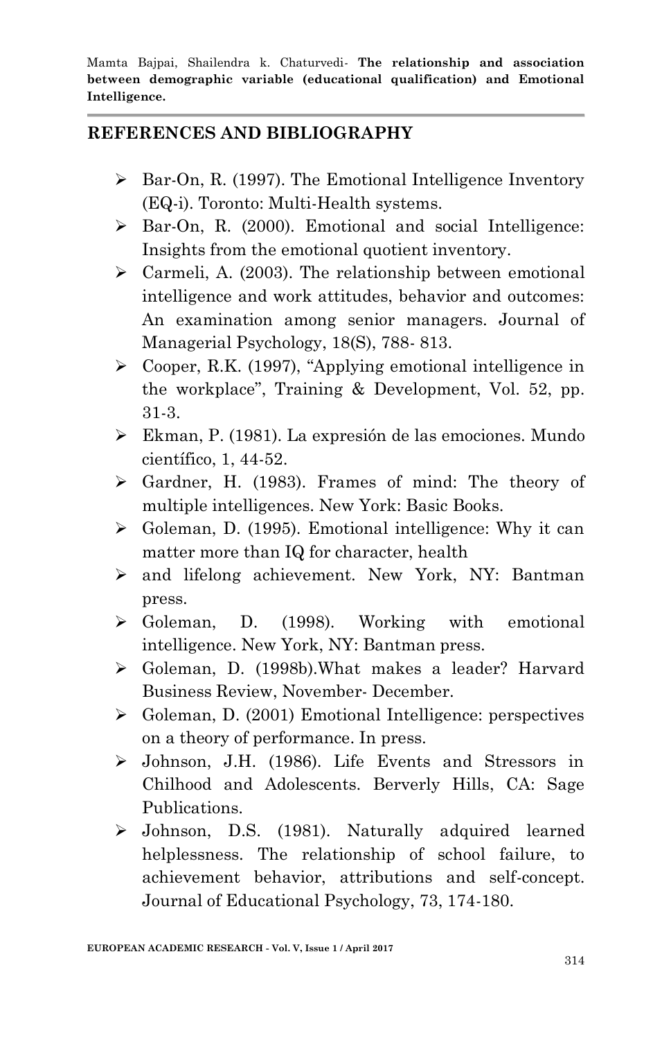## REFERENCES AND BIBLIOGRAPHY

- Bar-On, R. (1997). The Emotional Intelligence Inventory (EQ-i). Toronto: Multi-Health systems.
- Bar-On, R. (2000). Emotional and social Intelligence: Insights from the emotional quotient inventory.
- Carmeli, A. (2003). The relationship between emotional intelligence and work attitudes, behavior and outcomes: An examination among senior managers. Journal of Managerial Psychology, 18(S), 788- 813.
- Cooper, R.K. (1997), "Applying emotional intelligence in the workplace", Training & Development, Vol. 52, pp. 31-3.
- Ekman, P. (1981). La expresión de las emociones. Mundo científico, 1, 44-52.
- Gardner, H. (1983). Frames of mind: The theory of multiple intelligences. New York: Basic Books.
- Goleman, D. (1995). Emotional intelligence: Why it can matter more than IQ for character, health
- and lifelong achievement. New York, NY: Bantman press.
- Goleman, D. (1998). Working with emotional intelligence. New York, NY: Bantman press.
- Goleman, D. (1998b).What makes a leader? Harvard Business Review, November- December.
- Goleman, D. (2001) Emotional Intelligence: perspectives on a theory of performance. In press.
- Johnson, J.H. (1986). Life Events and Stressors in Chilhood and Adolescents. Berverly Hills, CA: Sage Publications.
- Johnson, D.S. (1981). Naturally adquired learned helplessness. The relationship of school failure, to achievement behavior, attributions and self-concept. Journal of Educational Psychology, 73, 174-180.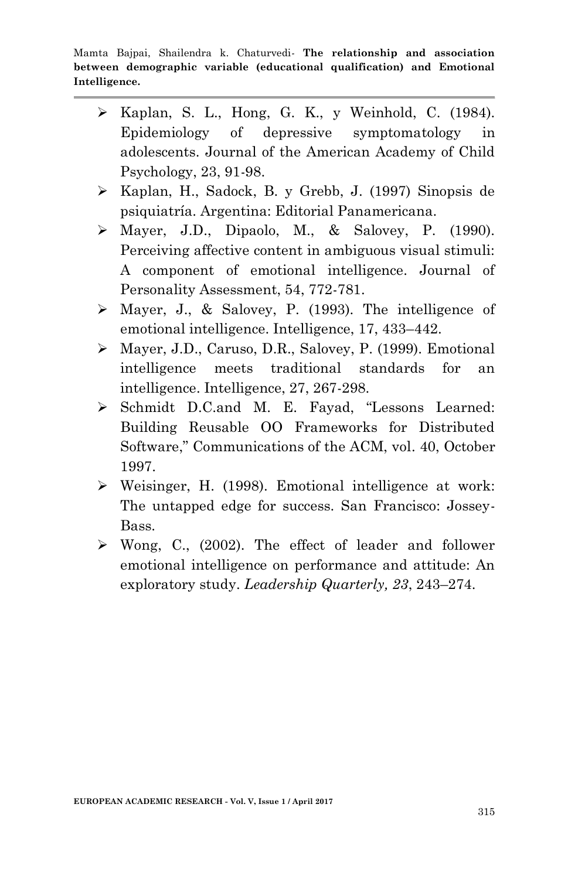- Kaplan, S. L., Hong, G. K., y Weinhold, C. (1984). Epidemiology of depressive symptomatology in adolescents. Journal of the American Academy of Child Psychology, 23, 91-98.
- Kaplan, H., Sadock, B. y Grebb, J. (1997) Sinopsis de psiquiatría. Argentina: Editorial Panamericana.
- Mayer, J.D., Dipaolo, M., & Salovey, P. (1990). Perceiving affective content in ambiguous visual stimuli: A component of emotional intelligence. Journal of Personality Assessment, 54, 772-781.
- Mayer, J., & Salovey, P. (1993). The intelligence of emotional intelligence. Intelligence, 17, 433–442.
- Mayer, J.D., Caruso, D.R., Salovey, P. (1999). Emotional intelligence meets traditional standards for an intelligence. Intelligence, 27, 267-298.
- Schmidt D.C.and M. E. Fayad, "Lessons Learned: Building Reusable OO Frameworks for Distributed Software," Communications of the ACM, vol. 40, October 1997.
- Weisinger, H. (1998). Emotional intelligence at work: The untapped edge for success. San Francisco: Jossey-Bass.
- Wong, C., (2002). The effect of leader and follower emotional intelligence on performance and attitude: An exploratory study. *Leadership Quarterly, 23*, 243–274.